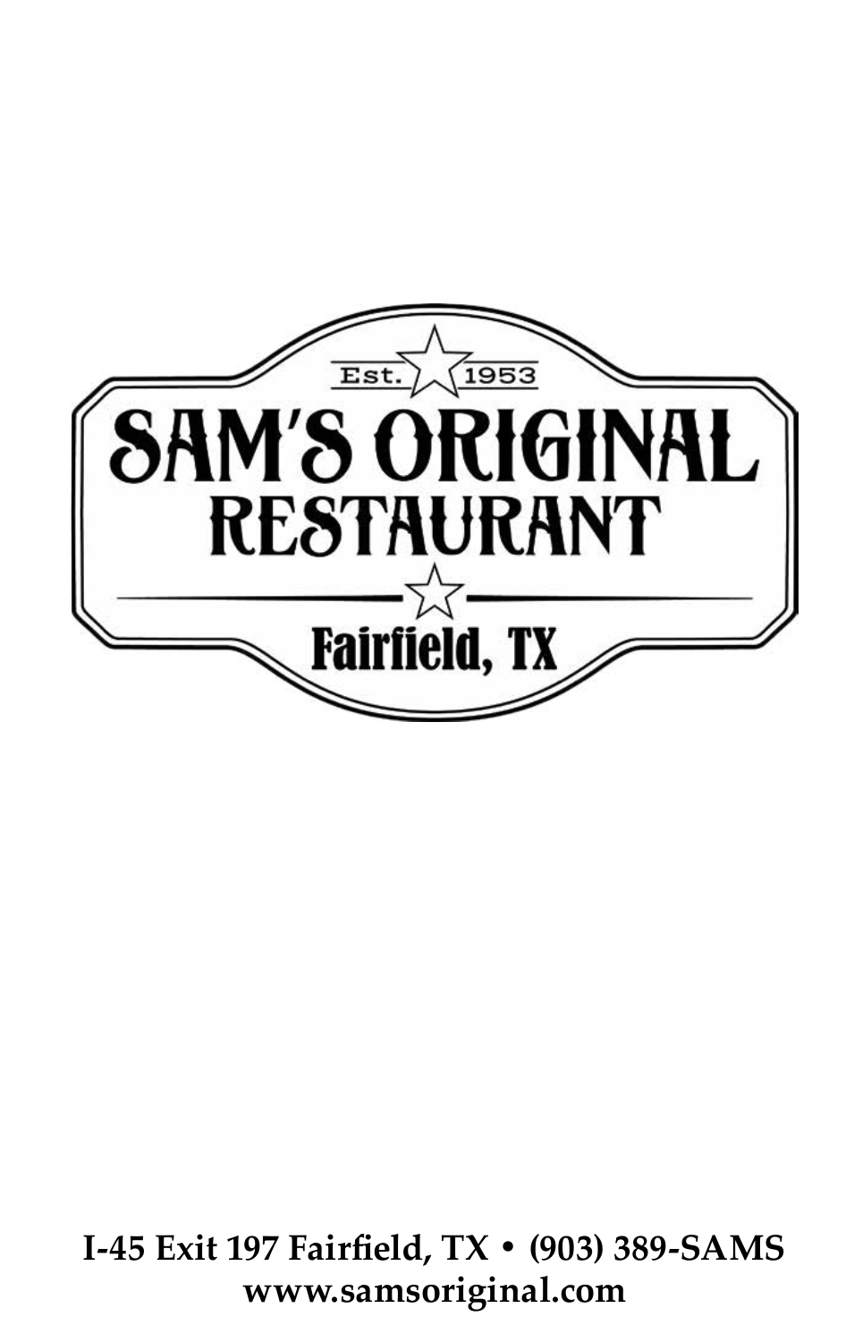Est. 1953

# SAM'S ORIGINAL RESTAURANT

Fairfield, TX

**I-45 Exit 197 Fairfield, TX • (903) 389-SAMS**
**www.samsoriginal.com**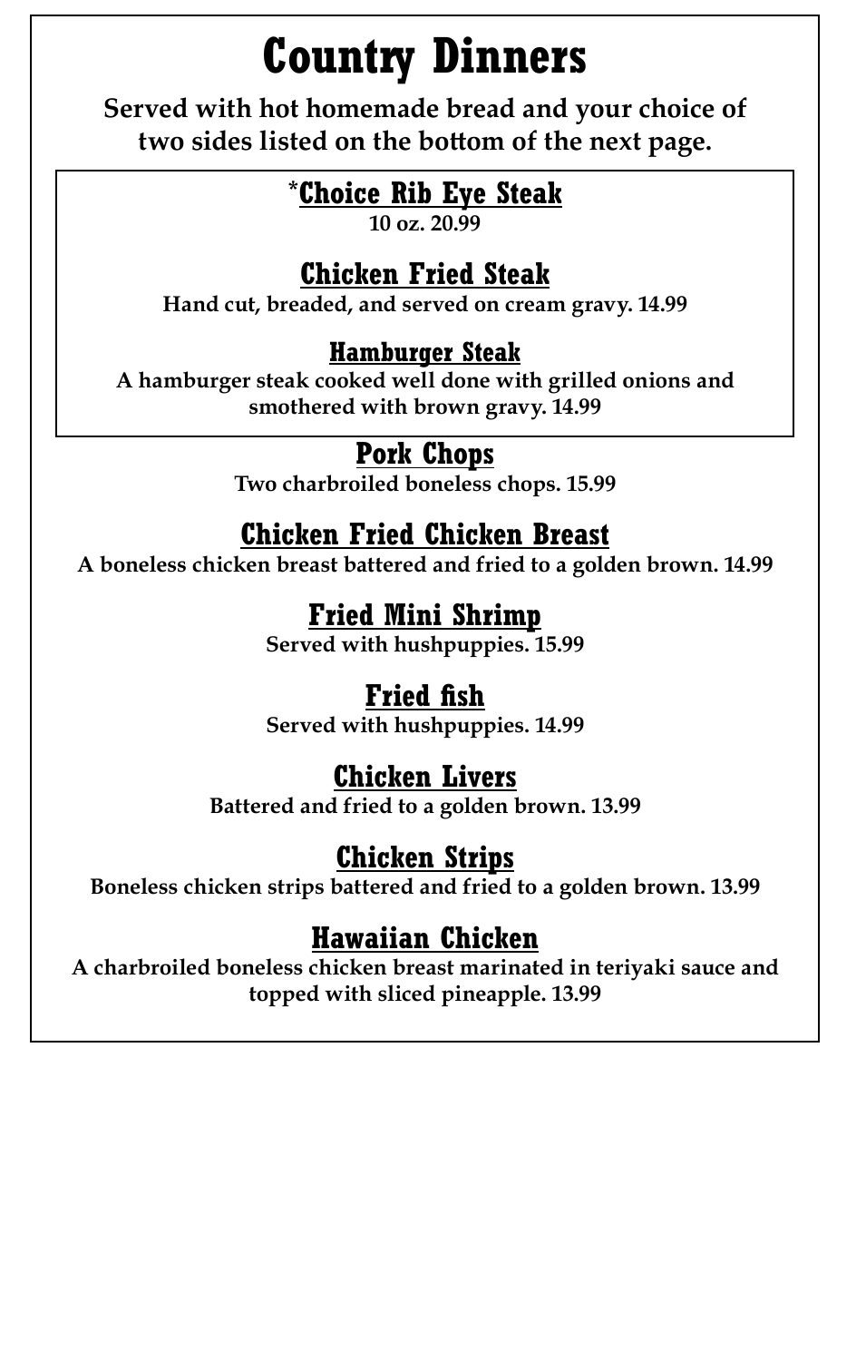# Country Dinners

**Served with hot homemade bread and your choice of two sides listed on the bottom of the next page.**

## *Choice Rib Eye Steak

**10 oz. 20.99**

## Chicken Fried Steak

**Hand cut, breaded, and served on cream gravy. 14.99**

## Hamburger Steak

**A hamburger steak cooked well done with grilled onions and smothered with brown gravy. 14.99**

## Pork Chops

**Two charbroiled boneless chops. 15.99**

## Chicken Fried Chicken Breast

**A boneless chicken breast battered and fried to a golden brown. 14.99**

## Fried Mini Shrimp

**Served with hushpuppies. 15.99**

## Fried fish

**Served with hushpuppies. 14.99**

## Chicken Livers

**Battered and fried to a golden brown. 13.99**

## Chicken Strips

**Boneless chicken strips battered and fried to a golden brown. 13.99**

## Hawaiian Chicken

**A charbroiled boneless chicken breast marinated in teriyaki sauce and topped with sliced pineapple. 13.99**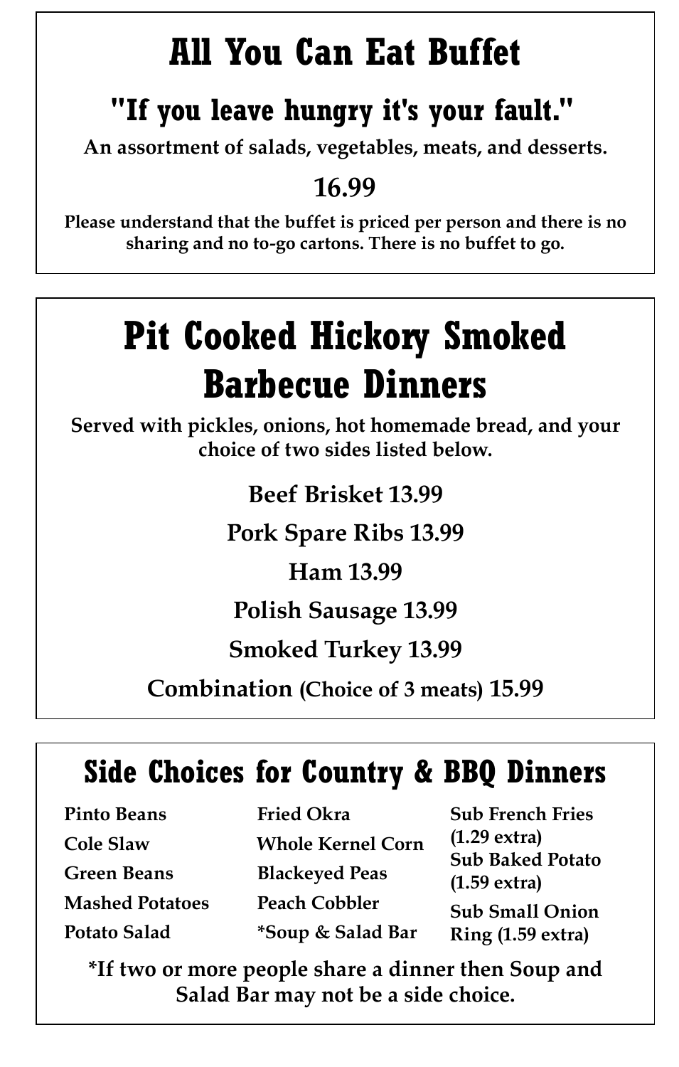# All You Can Eat Buffet

## "If you leave hungry it's your fault."

**An assortment of salads, vegetables, meats, and desserts.**

**16.99**

**Please understand that the buffet is priced per person and there is no sharing and no to-go cartons. There is no buffet to go.**

# Pit Cooked Hickory Smoked Barbecue Dinners

**Served with pickles, onions, hot homemade bread, and your choice of two sides listed below.**

**Beef Brisket 13.99**

**Pork Spare Ribs 13.99**

**Ham 13.99**

**Polish Sausage 13.99**

**Smoked Turkey 13.99**

**Combination (Choice of 3 meats) 15.99**

## Side Choices for Country & BBQ Dinners

**Pinto Beans**

**Cole Slaw**

**Green Beans**

**Mashed Potatoes**

**Potato Salad**

**Fried Okra**

**Whole Kernel Corn**

**Blackeyed Peas**

**Peach Cobbler**

**\*Soup & Salad Bar**

**Sub French Fries (1.29 extra)**

**Sub Baked Potato (1.59 extra)**

**Sub Small Onion Ring (1.59 extra)**

**\*If two or more people share a dinner then Soup and Salad Bar may not be a side choice.**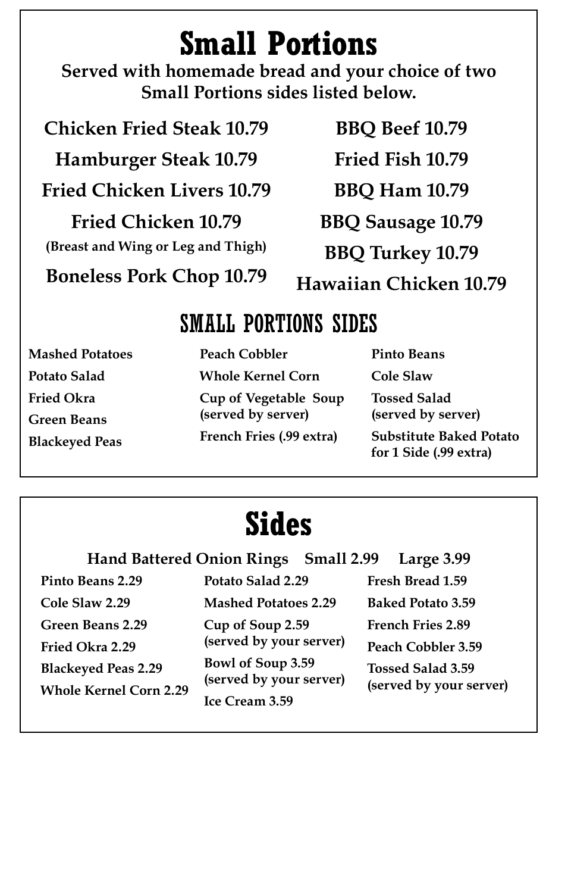# Small Portions

**Served with homemade bread and your choice of two Small Portions sides listed below.**

**Chicken Fried Steak 10.79**

**Hamburger Steak 10.79**

**Fried Chicken Livers 10.79**

**Fried Chicken 10.79**
**(Breast and Wing or Leg and Thigh)**

**Boneless Pork Chop 10.79**

**BBQ Beef 10.79**

**Fried Fish 10.79**

**BBQ Ham 10.79**

**BBQ Sausage 10.79**

**BBQ Turkey 10.79**

**Hawaiian Chicken 10.79**

## SMALL PORTIONS SIDES

**Mashed Potatoes**

**Potato Salad**

**Fried Okra**

**Green Beans**

**Blackeyed Peas**

**Peach Cobbler**

**Whole Kernel Corn**

**Cup of Vegetable Soup (served by server)**

**French Fries (.99 extra)**

**Pinto Beans**

**Cole Slaw**

**Tossed Salad (served by server)**

**Substitute Baked Potato for 1 Side (.99 extra)**

# Sides

**Hand Battered Onion Rings Small 2.99 Large 3.99**

**Pinto Beans 2.29**

**Cole Slaw 2.29**

**Green Beans 2.29**

**Fried Okra 2.29**

**Blackeyed Peas 2.29**

**Whole Kernel Corn 2.29**

**Potato Salad 2.29**

**Mashed Potatoes 2.29**

**Cup of Soup 2.59 (served by your server)**

**Bowl of Soup 3.59 (served by your server)**

**Ice Cream 3.59**

**Fresh Bread 1.59**

**Baked Potato 3.59**

**French Fries 2.89**

**Peach Cobbler 3.59**

**Tossed Salad 3.59 (served by your server)**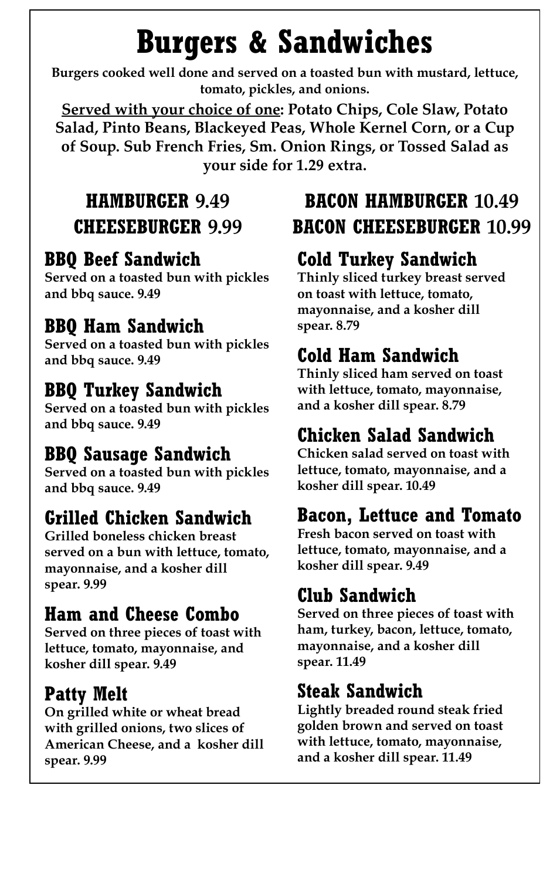# Burgers & Sandwiches

**Burgers cooked well done and served on a toasted bun with mustard, lettuce, tomato, pickles, and onions.**

**Served with your choice of one: Potato Chips, Cole Slaw, Potato Salad, Pinto Beans, Blackeyed Peas, Whole Kernel Corn, or a Cup of Soup. Sub French Fries, Sm. Onion Rings, or Tossed Salad as your side for 1.29 extra.**

## HAMBURGER 9.49
## CHEESEBURGER 9.99

### BBQ Beef Sandwich
**Served on a toasted bun with pickles and bbq sauce. 9.49**

### BBQ Ham Sandwich
**Served on a toasted bun with pickles and bbq sauce. 9.49**

### BBQ Turkey Sandwich
**Served on a toasted bun with pickles and bbq sauce. 9.49**

### BBQ Sausage Sandwich
**Served on a toasted bun with pickles and bbq sauce. 9.49**

### Grilled Chicken Sandwich
**Grilled boneless chicken breast served on a bun with lettuce, tomato, mayonnaise, and a kosher dill spear. 9.99**

### Ham and Cheese Combo
**Served on three pieces of toast with lettuce, tomato, mayonnaise, and kosher dill spear. 9.49**

### Patty Melt
**On grilled white or wheat bread with grilled onions, two slices of American Cheese, and a kosher dill spear. 9.99**

## BACON HAMBURGER 10.49
## BACON CHEESEBURGER 10.99

### Cold Turkey Sandwich
**Thinly sliced turkey breast served on toast with lettuce, tomato, mayonnaise, and a kosher dill spear. 8.79**

### Cold Ham Sandwich
**Thinly sliced ham served on toast with lettuce, tomato, mayonnaise, and a kosher dill spear. 8.79**

### Chicken Salad Sandwich
**Chicken salad served on toast with lettuce, tomato, mayonnaise, and a kosher dill spear. 10.49**

### Bacon, Lettuce and Tomato
**Fresh bacon served on toast with lettuce, tomato, mayonnaise, and a kosher dill spear. 9.49**

### Club Sandwich
**Served on three pieces of toast with ham, turkey, bacon, lettuce, tomato, mayonnaise, and a kosher dill spear. 11.49**

### Steak Sandwich
**Lightly breaded round steak fried golden brown and served on toast with lettuce, tomato, mayonnaise, and a kosher dill spear. 11.49**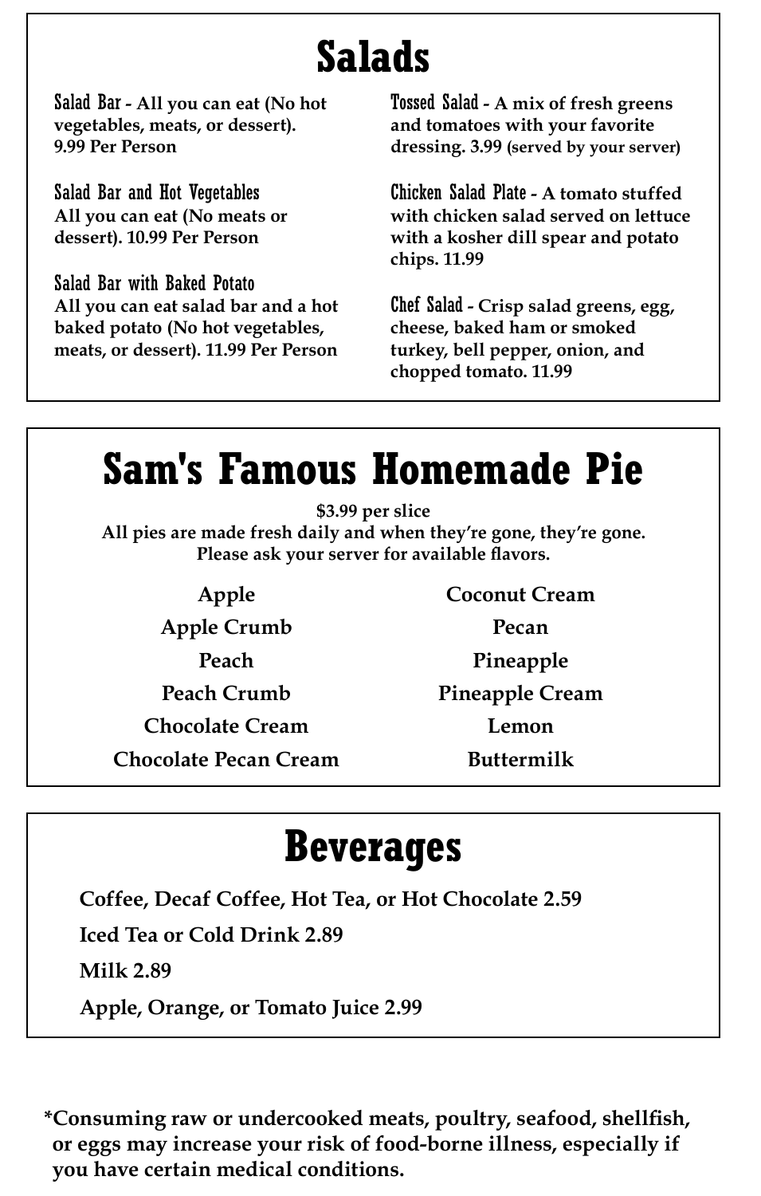# Salads

**Salad Bar** - All you can eat (No hot vegetables, meats, or dessert). 9.99 Per Person

**Salad Bar and Hot Vegetables**
All you can eat (No meats or dessert). 10.99 Per Person

**Salad Bar with Baked Potato**
All you can eat salad bar and a hot baked potato (No hot vegetables, meats, or dessert). 11.99 Per Person

**Tossed Salad** - A mix of fresh greens and tomatoes with your favorite dressing. 3.99 (served by your server)

**Chicken Salad Plate** - A tomato stuffed with chicken salad served on lettuce with a kosher dill spear and potato chips. 11.99

**Chef Salad** - Crisp salad greens, egg, cheese, baked ham or smoked turkey, bell pepper, onion, and chopped tomato. 11.99

# Sam's Famous Homemade Pie

**$3.99 per slice**
**All pies are made fresh daily and when they're gone, they're gone.**
**Please ask your server for available flavors.**

- Apple
- Apple Crumb
- Peach
- Peach Crumb
- Chocolate Cream
- Chocolate Pecan Cream
- Coconut Cream
- Pecan
- Pineapple
- Pineapple Cream
- Lemon
- Buttermilk

# Beverages

**Coffee, Decaf Coffee, Hot Tea, or Hot Chocolate 2.59**

**Iced Tea or Cold Drink 2.89**

**Milk 2.89**

**Apple, Orange, or Tomato Juice 2.99**

**\*Consuming raw or undercooked meats, poultry, seafood, shellfish, or eggs may increase your risk of food-borne illness, especially if you have certain medical conditions.**